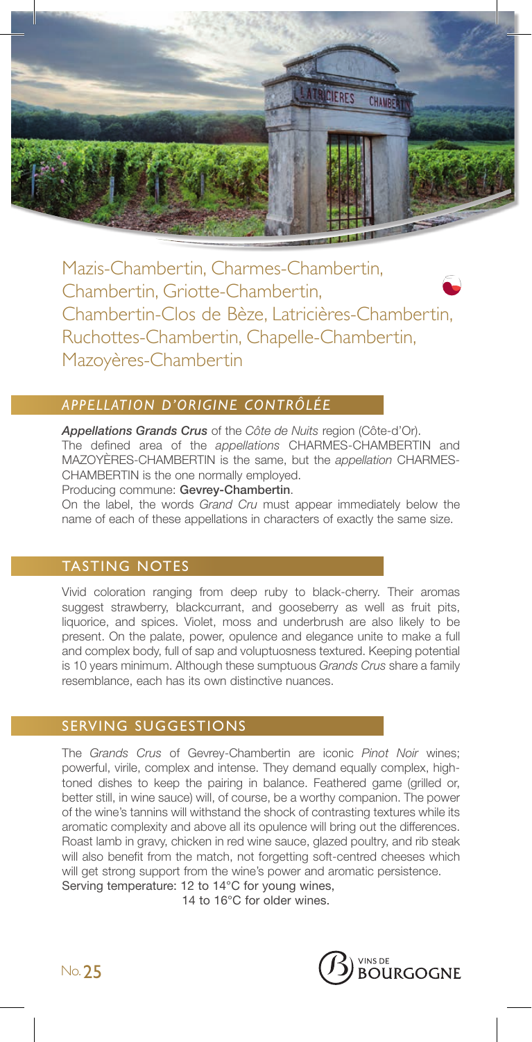# Mazis-Chambertin, Charmes-Chambertin, Chambertin, Griotte-Chambertin, Chambertin-Clos de Bèze, Latricières-Chambertin, Ruchottes-Chambertin, Chapelle-Chambertin, Mazoyères-Chambertin

## *APPELLATION D'ORIGINE CONTRÔLÉE*

***Appellations Grands Crus*** of the *Côte de Nuits* region (Côte-d'Or).
The defined area of the *appellations* CHARMES-CHAMBERTIN and MAZOYÈRES-CHAMBERTIN is the same, but the *appellation* CHARMES-CHAMBERTIN is the one normally employed.

Producing commune: **Gevrey-Chambertin**.

On the label, the words *Grand Cru* must appear immediately below the name of each of these appellations in characters of exactly the same size.

## TASTING NOTES

Vivid coloration ranging from deep ruby to black-cherry. Their aromas suggest strawberry, blackcurrant, and gooseberry as well as fruit pits, liquorice, and spices. Violet, moss and underbrush are also likely to be present. On the palate, power, opulence and elegance unite to make a full and complex body, full of sap and voluptuosness textured. Keeping potential is 10 years minimum. Although these sumptuous *Grands Crus* share a family resemblance, each has its own distinctive nuances.

## SERVING SUGGESTIONS

The *Grands Crus* of Gevrey-Chambertin are iconic *Pinot Noir* wines; powerful, virile, complex and intense. They demand equally complex, high-toned dishes to keep the pairing in balance. Feathered game (grilled or, better still, in wine sauce) will, of course, be a worthy companion. The power of the wine's tannins will withstand the shock of contrasting textures while its aromatic complexity and above all its opulence will bring out the differences. Roast lamb in gravy, chicken in red wine sauce, glazed poultry, and rib steak will also benefit from the match, not forgetting soft-centred cheeses which will get strong support from the wine's power and aromatic persistence.

Serving temperature: 12 to 14°C for young wines,
14 to 16°C for older wines.

No. 25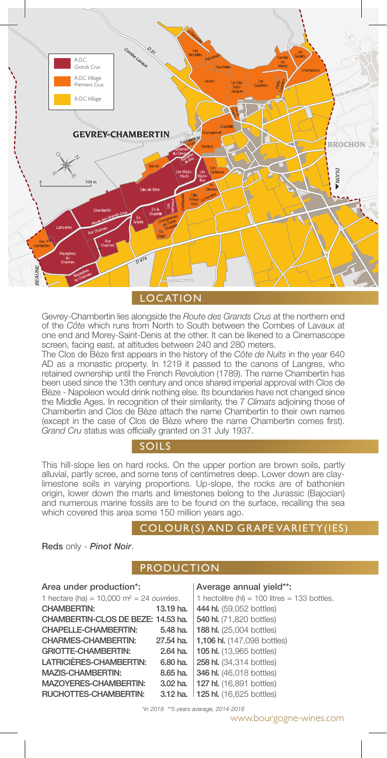A.O.C. Grands Crus

A.O.C. Village Premiers Crus

A.O.C. Village

GEVREY-CHAMBERTIN

BROCHON

## LOCATION

Gevrey-Chambertin lies alongside the *Route des Grands Crus* at the northern end of the *Côte* which runs from North to South between the Combes of Lavaux at one end and Morey-Saint-Denis at the other. It can be likened to a Cinemascope screen, facing east, at altitudes between 240 and 280 meters.

The Clos de Bèze first appears in the history of the *Côte de Nuits* in the year 640 AD as a monastic property. In 1219 it passed to the canons of Langres, who retained ownership until the French Revolution (1789). The name Chambertin has been used since the 13th century and once shared imperial approval with Clos de Bèze - Napoleon would drink nothing else. Its boundaries have not changed since the Middle Ages. In recognition of their similarity, the 7 *Climats* adjoining those of Chambertin and Clos de Bèze attach the name Chambertin to their own names (except in the case of Clos de Bèze where the name Chambertin comes first). *Grand Cru* status was officially granted on 31 July 1937.

## SOILS

This hill-slope lies on hard rocks. On the upper portion are brown soils, partly alluvial, partly scree, and some tens of centimetres deep. Lower down are clay-limestone soils in varying proportions. Up-slope, the rocks are of bathonien origin, lower down the marls and limestones belong to the Jurassic (Bajocian) and numerous marine fossils are to be found on the surface, recalling the sea which covered this area some 150 million years ago.

## COLOUR(S) AND GRAPE VARIETY(IES)

**Reds** only - ***Pinot Noir***.

## PRODUCTION

| **Area under production*:** | | **Average annual yield**:** |
|---|---|---|
| 1 hectare (ha) = 10,000 m² = 24 *ouvrées*. | | 1 hectolitre (hl) = 100 litres = 133 bottles. |
| **CHAMBERTIN:** | **13.19 ha.** | **444 hl.** (59,052 bottles) |
| **CHAMBERTIN-CLOS DE BEZE:** | **14.53 ha.** | **540 hl.** (71,820 bottles) |
| **CHAPELLE-CHAMBERTIN:** | **5.48 ha.** | **188 hl.** (25,004 bottles) |
| **CHARMES-CHAMBERTIN:** | **27.54 ha.** | **1,106 hl.** (147,098 bottles) |
| **GRIOTTE-CHAMBERTIN:** | **2.64 ha.** | **105 hl.** (13,965 bottles) |
| **LATRICIÈRES-CHAMBERTIN:** | **6.80 ha.** | **258 hl.** (34,314 bottles) |
| **MAZIS-CHAMBERTIN:** | **8.65 ha.** | **346 hl.** (46,018 bottles) |
| **MAZOYERES-CHAMBERTIN:** | **3.02 ha.** | **127 hl.** (16,891 bottles) |
| **RUCHOTTES-CHAMBERTIN:** | **3.12 ha.** | **125 hl.** (16,625 bottles) |

*\*In 2018 \*\*5 years average, 2014-2018*

www.bourgogne-wines.com